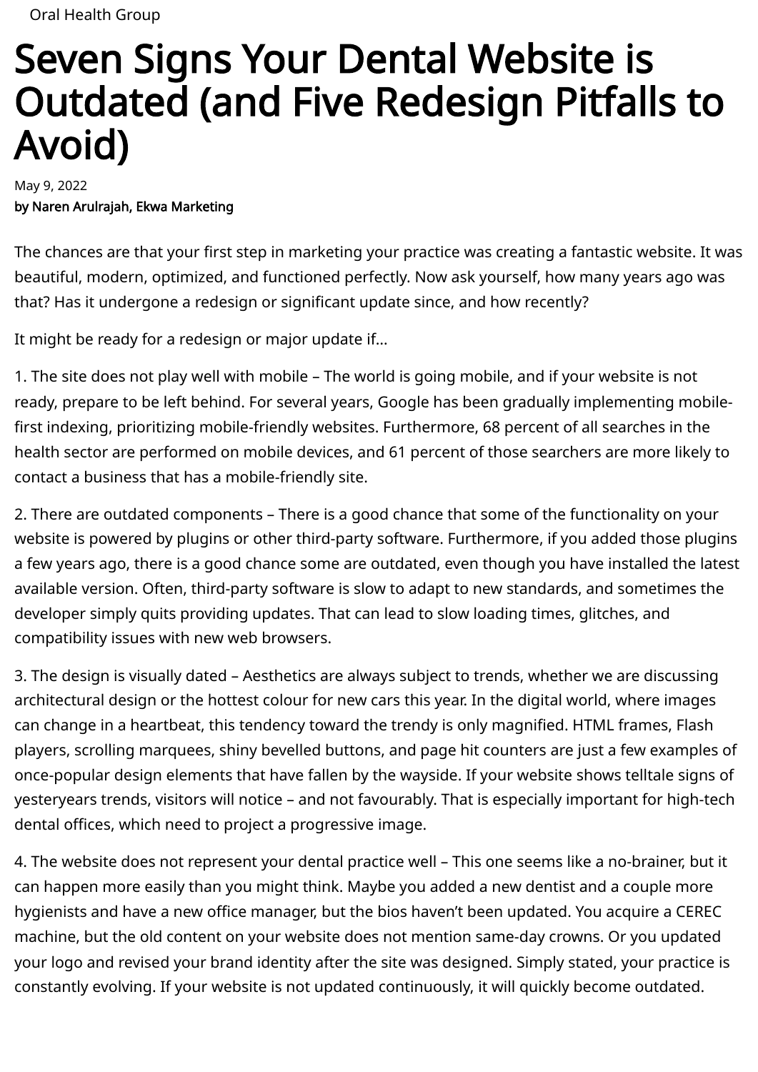Oral Health Group

# Seven Signs Your Dental Website is Outdated (and Five Redesign Pitfalls to Avoid)

May 9, 2022

**by Naren Arulrajah, Ekwa Marketing**

The chances are that your first step in marketing your practice was creating a fantastic website. It was beautiful, modern, optimized, and functioned perfectly. Now ask yourself, how many years ago was that? Has it undergone a redesign or significant update since, and how recently?

It might be ready for a redesign or major update if…

1. The site does not play well with mobile – The world is going mobile, and if your website is not ready, prepare to be left behind. For several years, Google has been gradually implementing mobile-first indexing, prioritizing mobile-friendly websites. Furthermore, 68 percent of all searches in the health sector are performed on mobile devices, and 61 percent of those searchers are more likely to contact a business that has a mobile-friendly site.

2. There are outdated components – There is a good chance that some of the functionality on your website is powered by plugins or other third-party software. Furthermore, if you added those plugins a few years ago, there is a good chance some are outdated, even though you have installed the latest available version. Often, third-party software is slow to adapt to new standards, and sometimes the developer simply quits providing updates. That can lead to slow loading times, glitches, and compatibility issues with new web browsers.

3. The design is visually dated – Aesthetics are always subject to trends, whether we are discussing architectural design or the hottest colour for new cars this year. In the digital world, where images can change in a heartbeat, this tendency toward the trendy is only magnified. HTML frames, Flash players, scrolling marquees, shiny bevelled buttons, and page hit counters are just a few examples of once-popular design elements that have fallen by the wayside. If your website shows telltale signs of yesteryears trends, visitors will notice – and not favourably. That is especially important for high-tech dental offices, which need to project a progressive image.

4. The website does not represent your dental practice well – This one seems like a no-brainer, but it can happen more easily than you might think. Maybe you added a new dentist and a couple more hygienists and have a new office manager, but the bios haven't been updated. You acquire a CEREC machine, but the old content on your website does not mention same-day crowns. Or you updated your logo and revised your brand identity after the site was designed. Simply stated, your practice is constantly evolving. If your website is not updated continuously, it will quickly become outdated.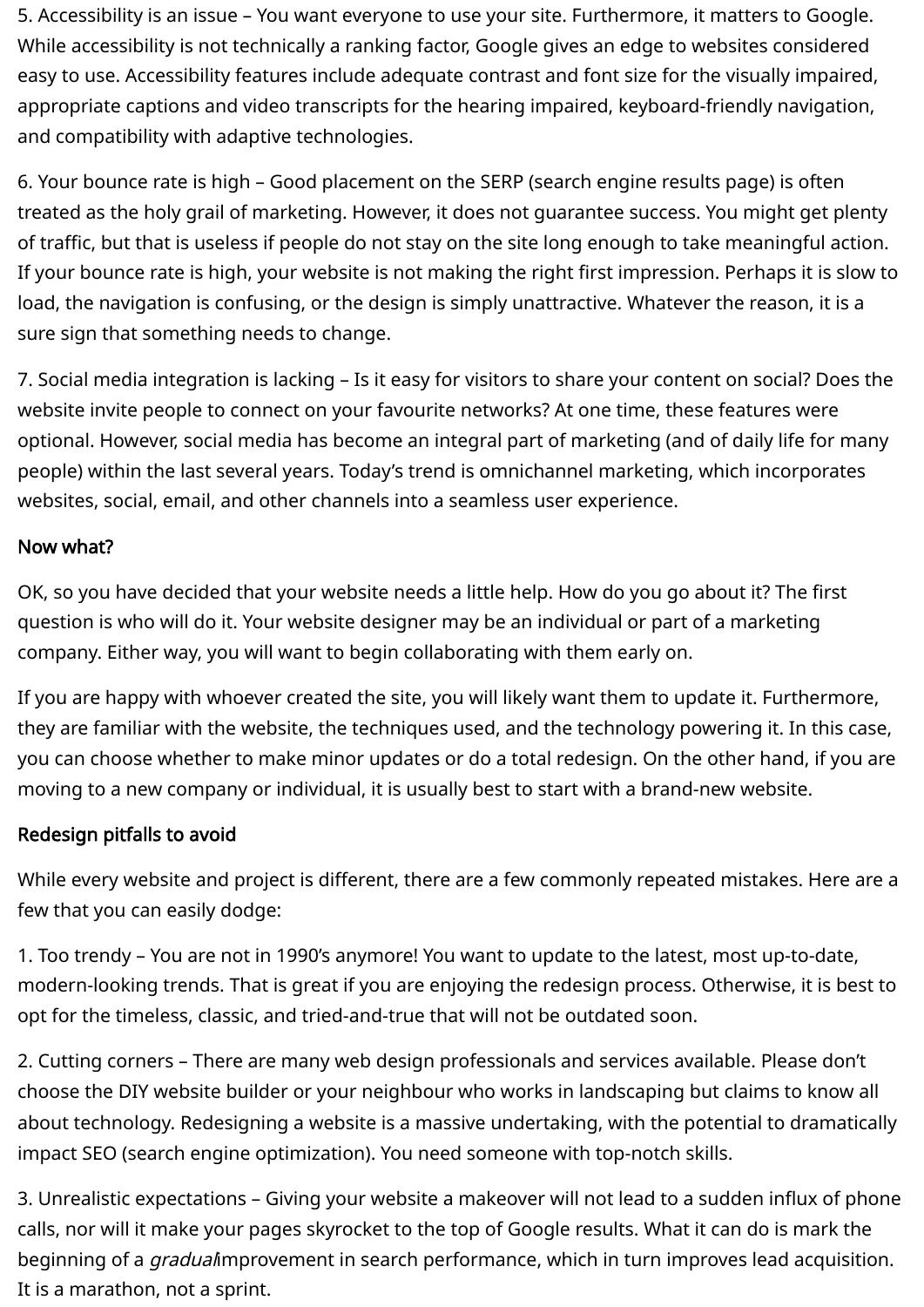5. Accessibility is an issue – You want everyone to use your site. Furthermore, it matters to Google. While accessibility is not technically a ranking factor, Google gives an edge to websites considered easy to use. Accessibility features include adequate contrast and font size for the visually impaired, appropriate captions and video transcripts for the hearing impaired, keyboard-friendly navigation, and compatibility with adaptive technologies.

6. Your bounce rate is high – Good placement on the SERP (search engine results page) is often treated as the holy grail of marketing. However, it does not guarantee success. You might get plenty of traffic, but that is useless if people do not stay on the site long enough to take meaningful action. If your bounce rate is high, your website is not making the right first impression. Perhaps it is slow to load, the navigation is confusing, or the design is simply unattractive. Whatever the reason, it is a sure sign that something needs to change.

7. Social media integration is lacking – Is it easy for visitors to share your content on social? Does the website invite people to connect on your favourite networks? At one time, these features were optional. However, social media has become an integral part of marketing (and of daily life for many people) within the last several years. Today's trend is omnichannel marketing, which incorporates websites, social, email, and other channels into a seamless user experience.

**Now what?**

OK, so you have decided that your website needs a little help. How do you go about it? The first question is who will do it. Your website designer may be an individual or part of a marketing company. Either way, you will want to begin collaborating with them early on.

If you are happy with whoever created the site, you will likely want them to update it. Furthermore, they are familiar with the website, the techniques used, and the technology powering it. In this case, you can choose whether to make minor updates or do a total redesign. On the other hand, if you are moving to a new company or individual, it is usually best to start with a brand-new website.

**Redesign pitfalls to avoid**

While every website and project is different, there are a few commonly repeated mistakes. Here are a few that you can easily dodge:

1. Too trendy – You are not in 1990's anymore! You want to update to the latest, most up-to-date, modern-looking trends. That is great if you are enjoying the redesign process. Otherwise, it is best to opt for the timeless, classic, and tried-and-true that will not be outdated soon.

2. Cutting corners – There are many web design professionals and services available. Please don't choose the DIY website builder or your neighbour who works in landscaping but claims to know all about technology. Redesigning a website is a massive undertaking, with the potential to dramatically impact SEO (search engine optimization). You need someone with top-notch skills.

3. Unrealistic expectations – Giving your website a makeover will not lead to a sudden influx of phone calls, nor will it make your pages skyrocket to the top of Google results. What it can do is mark the beginning of a *gradual* improvement in search performance, which in turn improves lead acquisition. It is a marathon, not a sprint.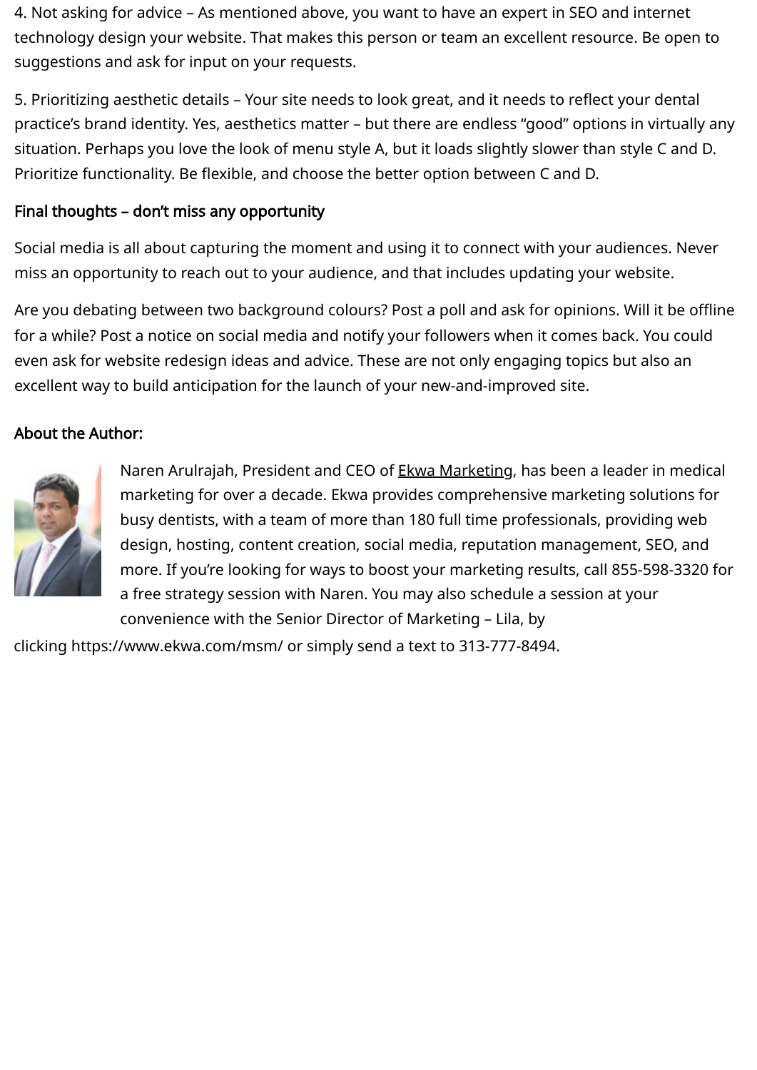4. Not asking for advice – As mentioned above, you want to have an expert in SEO and internet technology design your website. That makes this person or team an excellent resource. Be open to suggestions and ask for input on your requests.

5. Prioritizing aesthetic details – Your site needs to look great, and it needs to reflect your dental practice's brand identity. Yes, aesthetics matter – but there are endless "good" options in virtually any situation. Perhaps you love the look of menu style A, but it loads slightly slower than style C and D. Prioritize functionality. Be flexible, and choose the better option between C and D.

**Final thoughts – don't miss any opportunity**

Social media is all about capturing the moment and using it to connect with your audiences. Never miss an opportunity to reach out to your audience, and that includes updating your website.

Are you debating between two background colours? Post a poll and ask for opinions. Will it be offline for a while? Post a notice on social media and notify your followers when it comes back. You could even ask for website redesign ideas and advice. These are not only engaging topics but also an excellent way to build anticipation for the launch of your new-and-improved site.

**About the Author:**

Naren Arulrajah, President and CEO of Ekwa Marketing, has been a leader in medical marketing for over a decade. Ekwa provides comprehensive marketing solutions for busy dentists, with a team of more than 180 full time professionals, providing web design, hosting, content creation, social media, reputation management, SEO, and more. If you're looking for ways to boost your marketing results, call 855-598-3320 for a free strategy session with Naren. You may also schedule a session at your convenience with the Senior Director of Marketing – Lila, by clicking https://www.ekwa.com/msm/ or simply send a text to 313-777-8494.